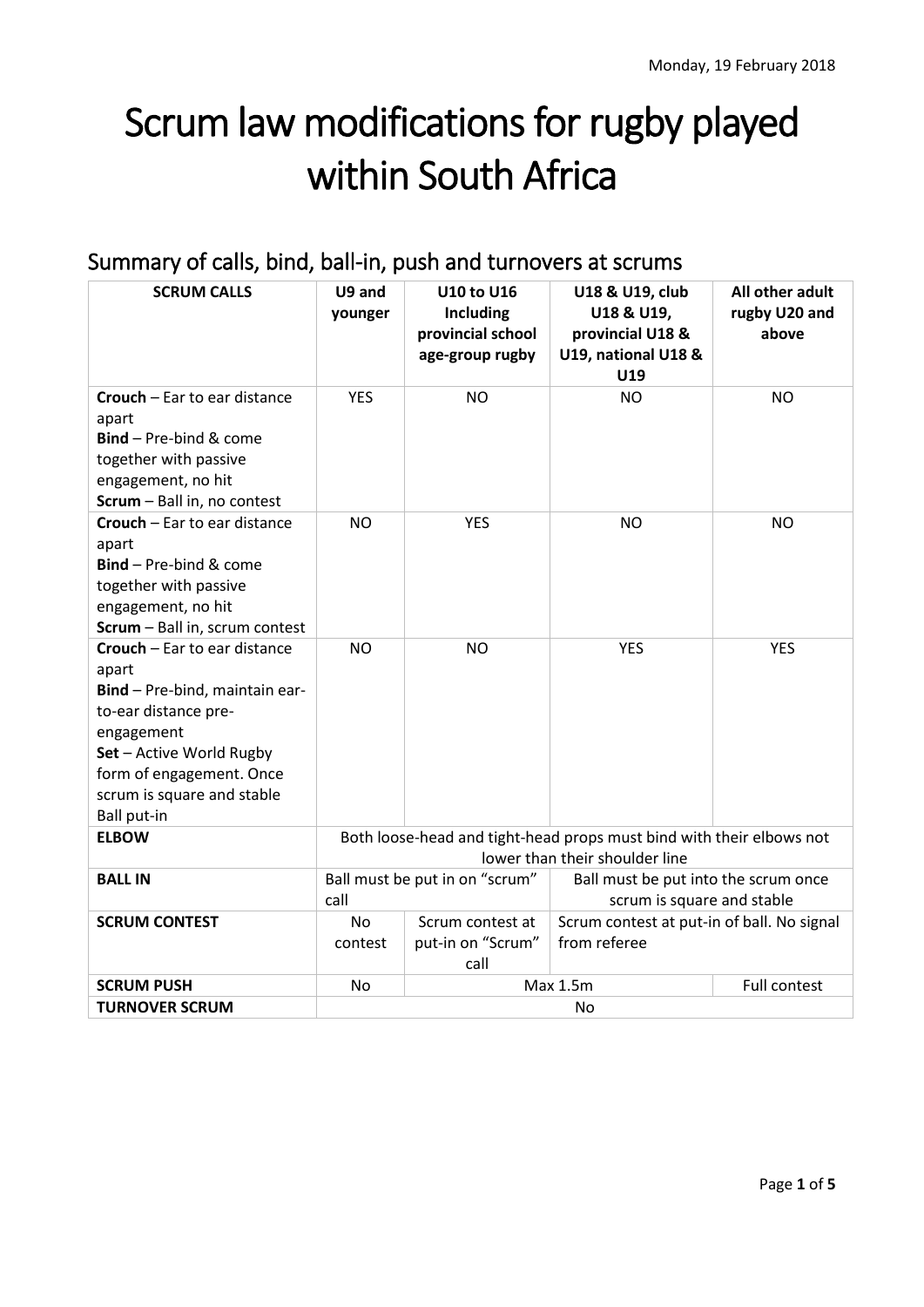Monday, 19 February 2018

# Scrum law modifications for rugby played within South Africa

## Summary of calls, bind, ball-in, push and turnovers at scrums

| SCRUM CALLS | U9 and younger | U10 to U16 Including provincial school age-group rugby | U18 & U19, club U18 & U19, provincial U18 & U19, national U18 & U19 | All other adult rugby U20 and above |
|---|---|---|---|---|
| **Crouch** – Ear to ear distance apart<br>**Bind** – Pre-bind & come together with passive engagement, no hit<br>**Scrum** – Ball in, no contest | YES | NO | NO | NO |
| **Crouch** – Ear to ear distance apart<br>**Bind** – Pre-bind & come together with passive engagement, no hit<br>**Scrum** – Ball in, scrum contest | NO | YES | NO | NO |
| **Crouch** – Ear to ear distance apart<br>**Bind** – Pre-bind, maintain ear-to-ear distance pre-engagement<br>**Set** – Active World Rugby form of engagement. Once scrum is square and stable Ball put-in | NO | NO | YES | YES |
| **ELBOW** | Both loose-head and tight-head props must bind with their elbows not lower than their shoulder line | | | |
| **BALL IN** | Ball must be put in on "scrum" call | | Ball must be put into the scrum once scrum is square and stable | |
| **SCRUM CONTEST** | No contest | Scrum contest at put-in on "Scrum" call | Scrum contest at put-in of ball. No signal from referee | |
| **SCRUM PUSH** | No | Max 1.5m | | Full contest |
| **TURNOVER SCRUM** | No | | | |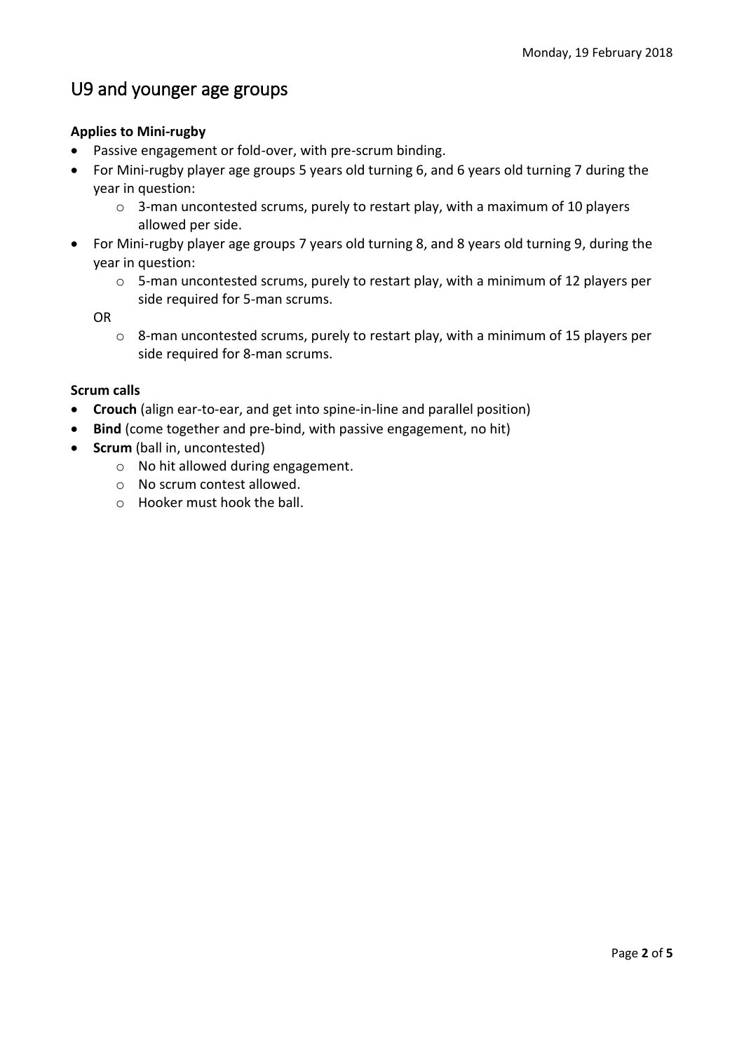# U9 and younger age groups

**Applies to Mini-rugby**

- Passive engagement or fold-over, with pre-scrum binding.
- For Mini-rugby player age groups 5 years old turning 6, and 6 years old turning 7 during the year in question:
  - 3-man uncontested scrums, purely to restart play, with a maximum of 10 players allowed per side.
- For Mini-rugby player age groups 7 years old turning 8, and 8 years old turning 9, during the year in question:
  - 5-man uncontested scrums, purely to restart play, with a minimum of 12 players per side required for 5-man scrums.

  OR

  - 8-man uncontested scrums, purely to restart play, with a minimum of 15 players per side required for 8-man scrums.

**Scrum calls**

- **Crouch** (align ear-to-ear, and get into spine-in-line and parallel position)
- **Bind** (come together and pre-bind, with passive engagement, no hit)
- **Scrum** (ball in, uncontested)
  - No hit allowed during engagement.
  - No scrum contest allowed.
  - Hooker must hook the ball.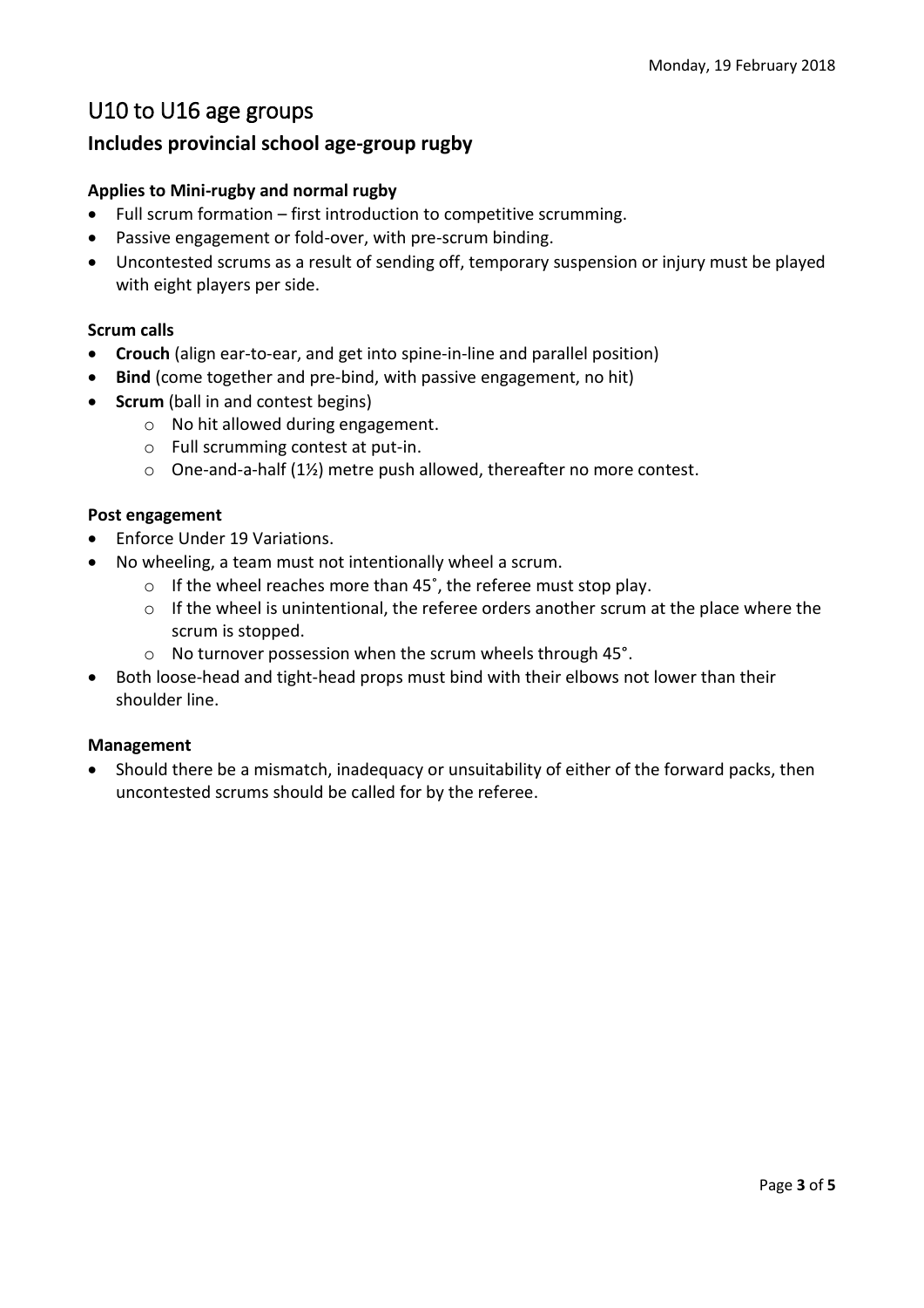# U10 to U16 age groups

## Includes provincial school age-group rugby

### Applies to Mini-rugby and normal rugby

- Full scrum formation – first introduction to competitive scrumming.
- Passive engagement or fold-over, with pre-scrum binding.
- Uncontested scrums as a result of sending off, temporary suspension or injury must be played with eight players per side.

### Scrum calls

- **Crouch** (align ear-to-ear, and get into spine-in-line and parallel position)
- **Bind** (come together and pre-bind, with passive engagement, no hit)
- **Scrum** (ball in and contest begins)
    - No hit allowed during engagement.
    - Full scrumming contest at put-in.
    - One-and-a-half (1½) metre push allowed, thereafter no more contest.

### Post engagement

- Enforce Under 19 Variations.
- No wheeling, a team must not intentionally wheel a scrum.
    - If the wheel reaches more than 45˚, the referee must stop play.
    - If the wheel is unintentional, the referee orders another scrum at the place where the scrum is stopped.
    - No turnover possession when the scrum wheels through 45°.
- Both loose-head and tight-head props must bind with their elbows not lower than their shoulder line.

### Management

- Should there be a mismatch, inadequacy or unsuitability of either of the forward packs, then uncontested scrums should be called for by the referee.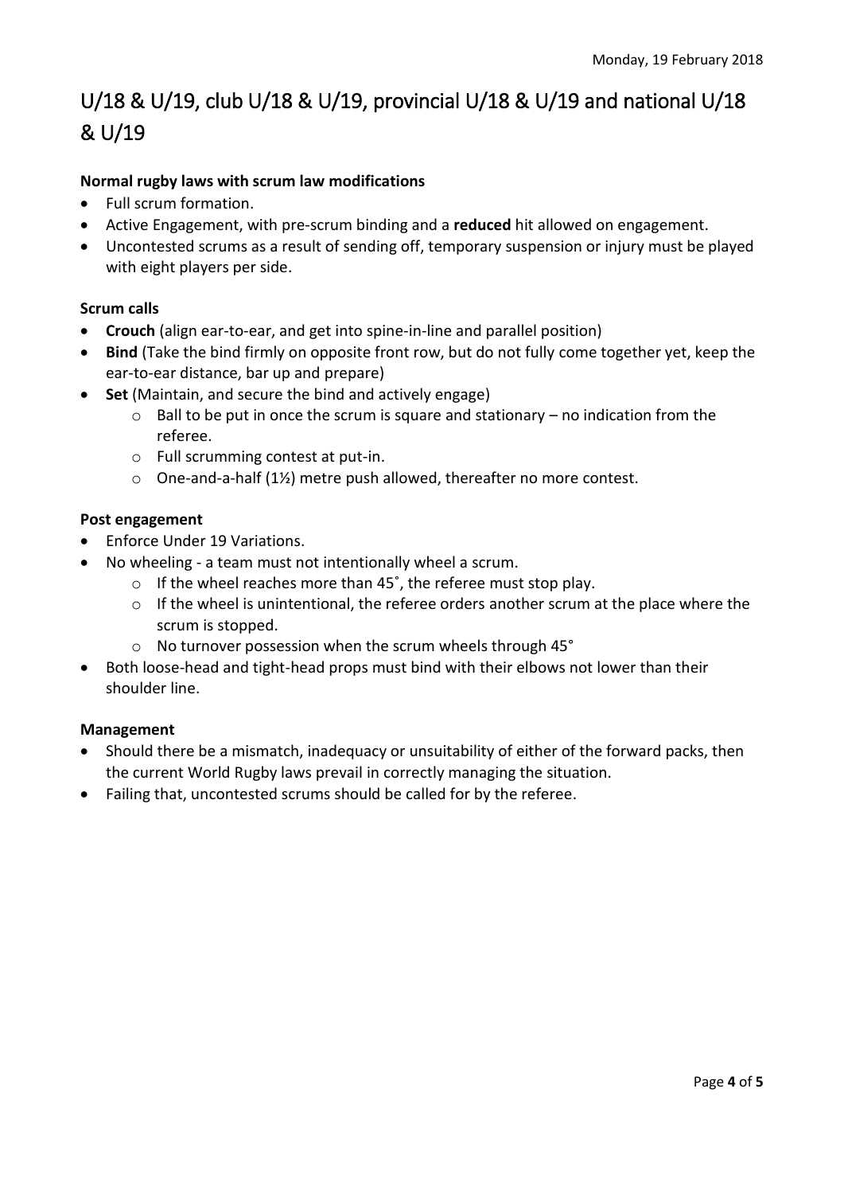# U/18 & U/19, club U/18 & U/19, provincial U/18 & U/19 and national U/18 & U/19

**Normal rugby laws with scrum law modifications**

- Full scrum formation.
- Active Engagement, with pre-scrum binding and a **reduced** hit allowed on engagement.
- Uncontested scrums as a result of sending off, temporary suspension or injury must be played with eight players per side.

**Scrum calls**

- **Crouch** (align ear-to-ear, and get into spine-in-line and parallel position)
- **Bind** (Take the bind firmly on opposite front row, but do not fully come together yet, keep the ear-to-ear distance, bar up and prepare)
- **Set** (Maintain, and secure the bind and actively engage)
  - Ball to be put in once the scrum is square and stationary – no indication from the referee.
  - Full scrumming contest at put-in.
  - One-and-a-half (1½) metre push allowed, thereafter no more contest.

**Post engagement**

- Enforce Under 19 Variations.
- No wheeling - a team must not intentionally wheel a scrum.
  - If the wheel reaches more than 45˚, the referee must stop play.
  - If the wheel is unintentional, the referee orders another scrum at the place where the scrum is stopped.
  - No turnover possession when the scrum wheels through 45°
- Both loose-head and tight-head props must bind with their elbows not lower than their shoulder line.

**Management**

- Should there be a mismatch, inadequacy or unsuitability of either of the forward packs, then the current World Rugby laws prevail in correctly managing the situation.
- Failing that, uncontested scrums should be called for by the referee.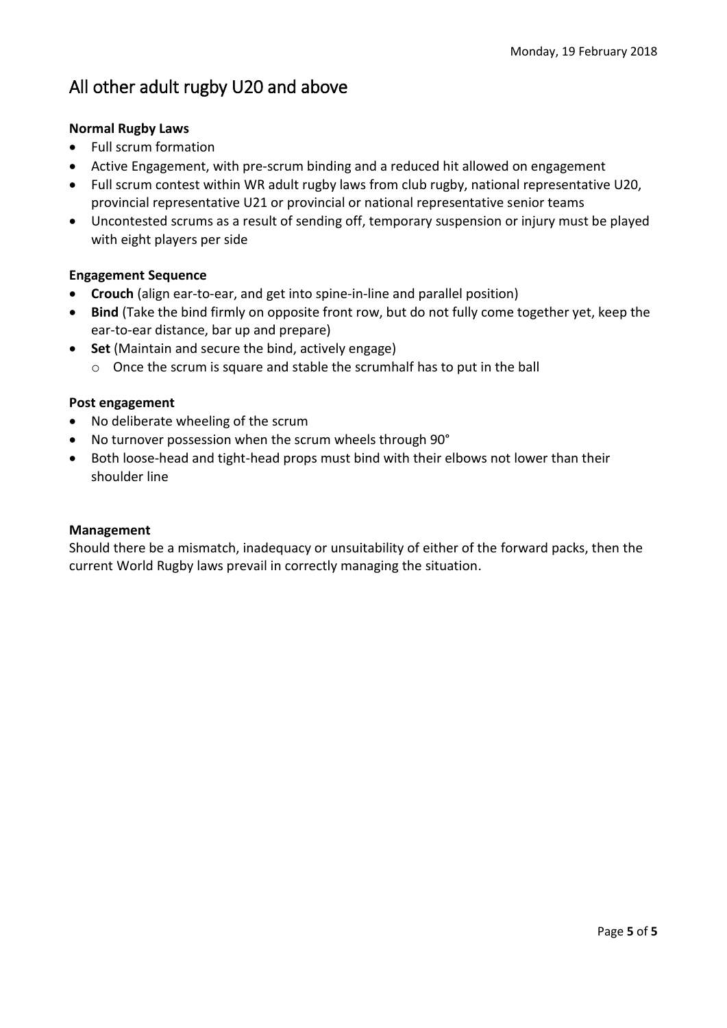## All other adult rugby U20 and above

**Normal Rugby Laws**

- Full scrum formation
- Active Engagement, with pre-scrum binding and a reduced hit allowed on engagement
- Full scrum contest within WR adult rugby laws from club rugby, national representative U20, provincial representative U21 or provincial or national representative senior teams
- Uncontested scrums as a result of sending off, temporary suspension or injury must be played with eight players per side

**Engagement Sequence**

- **Crouch** (align ear-to-ear, and get into spine-in-line and parallel position)
- **Bind** (Take the bind firmly on opposite front row, but do not fully come together yet, keep the ear-to-ear distance, bar up and prepare)
- **Set** (Maintain and secure the bind, actively engage)
  - Once the scrum is square and stable the scrumhalf has to put in the ball

**Post engagement**

- No deliberate wheeling of the scrum
- No turnover possession when the scrum wheels through 90°
- Both loose-head and tight-head props must bind with their elbows not lower than their shoulder line

**Management**

Should there be a mismatch, inadequacy or unsuitability of either of the forward packs, then the current World Rugby laws prevail in correctly managing the situation.